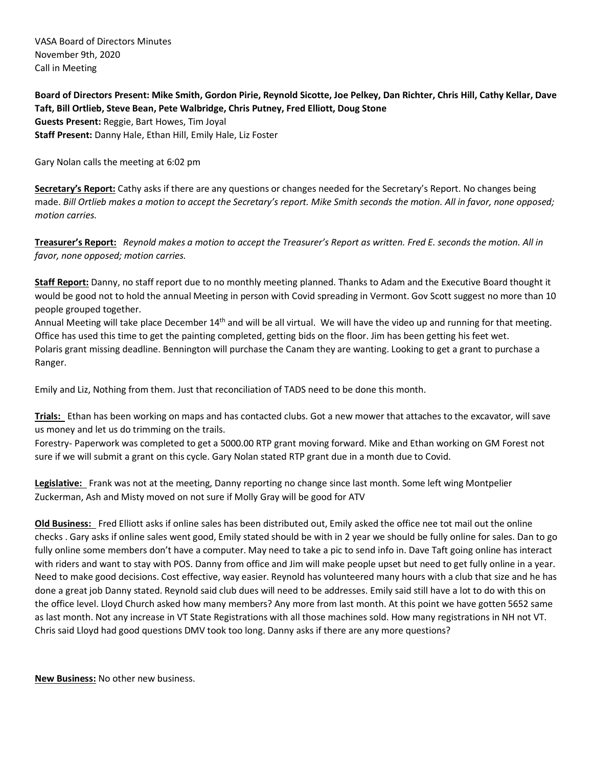VASA Board of Directors Minutes
November 9th, 2020
Call in Meeting

**Board of Directors Present: Mike Smith, Gordon Pirie, Reynold Sicotte, Joe Pelkey, Dan Richter, Chris Hill, Cathy Kellar, Dave Taft, Bill Ortlieb, Steve Bean, Pete Walbridge, Chris Putney, Fred Elliott, Doug Stone**
**Guests Present:** Reggie, Bart Howes, Tim Joyal
**Staff Present:** Danny Hale, Ethan Hill, Emily Hale, Liz Foster

Gary Nolan calls the meeting at 6:02 pm

**Secretary's Report:** Cathy asks if there are any questions or changes needed for the Secretary's Report. No changes being made. *Bill Ortlieb makes a motion to accept the Secretary's report. Mike Smith seconds the motion. All in favor, none opposed; motion carries.*

**Treasurer's Report:** *Reynold makes a motion to accept the Treasurer's Report as written. Fred E. seconds the motion. All in favor, none opposed; motion carries.*

**Staff Report:** Danny, no staff report due to no monthly meeting planned. Thanks to Adam and the Executive Board thought it would be good not to hold the annual Meeting in person with Covid spreading in Vermont. Gov Scott suggest no more than 10 people grouped together.
Annual Meeting will take place December 14th and will be all virtual. We will have the video up and running for that meeting. Office has used this time to get the painting completed, getting bids on the floor. Jim has been getting his feet wet.
Polaris grant missing deadline. Bennington will purchase the Canam they are wanting. Looking to get a grant to purchase a Ranger.

Emily and Liz, Nothing from them. Just that reconciliation of TADS need to be done this month.

**Trials:** Ethan has been working on maps and has contacted clubs. Got a new mower that attaches to the excavator, will save us money and let us do trimming on the trails.
Forestry- Paperwork was completed to get a 5000.00 RTP grant moving forward. Mike and Ethan working on GM Forest not sure if we will submit a grant on this cycle. Gary Nolan stated RTP grant due in a month due to Covid.

**Legislative:** Frank was not at the meeting, Danny reporting no change since last month. Some left wing Montpelier Zuckerman, Ash and Misty moved on not sure if Molly Gray will be good for ATV

**Old Business:** Fred Elliott asks if online sales has been distributed out, Emily asked the office nee tot mail out the online checks . Gary asks if online sales went good, Emily stated should be with in 2 year we should be fully online for sales. Dan to go fully online some members don't have a computer. May need to take a pic to send info in. Dave Taft going online has interact with riders and want to stay with POS. Danny from office and Jim will make people upset but need to get fully online in a year. Need to make good decisions. Cost effective, way easier. Reynold has volunteered many hours with a club that size and he has done a great job Danny stated. Reynold said club dues will need to be addresses. Emily said still have a lot to do with this on the office level. Lloyd Church asked how many members? Any more from last month. At this point we have gotten 5652 same as last month. Not any increase in VT State Registrations with all those machines sold. How many registrations in NH not VT. Chris said Lloyd had good questions DMV took too long. Danny asks if there are any more questions?

**New Business:** No other new business.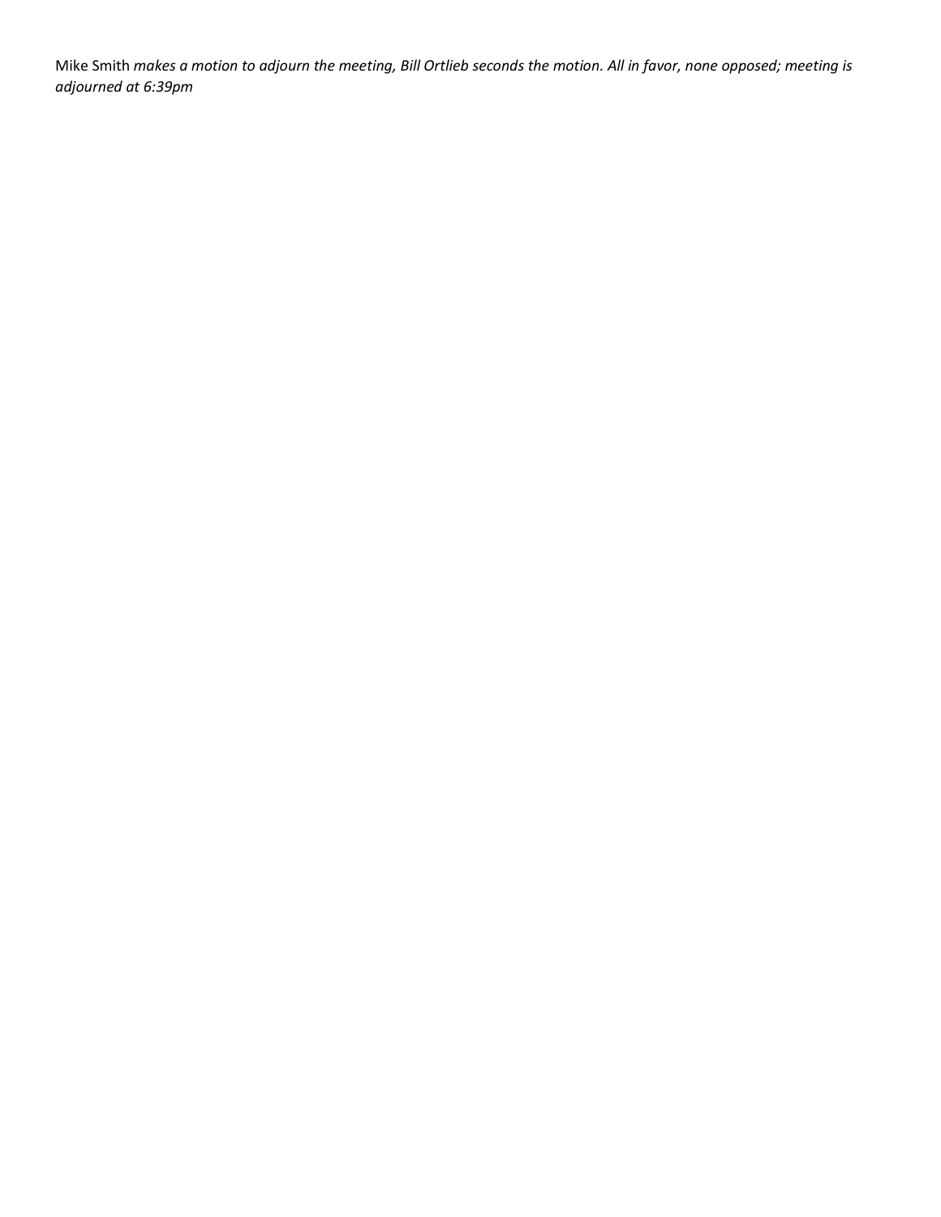Mike Smith *makes a motion to adjourn the meeting, Bill Ortlieb seconds the motion. All in favor, none opposed; meeting is adjourned at 6:39pm*